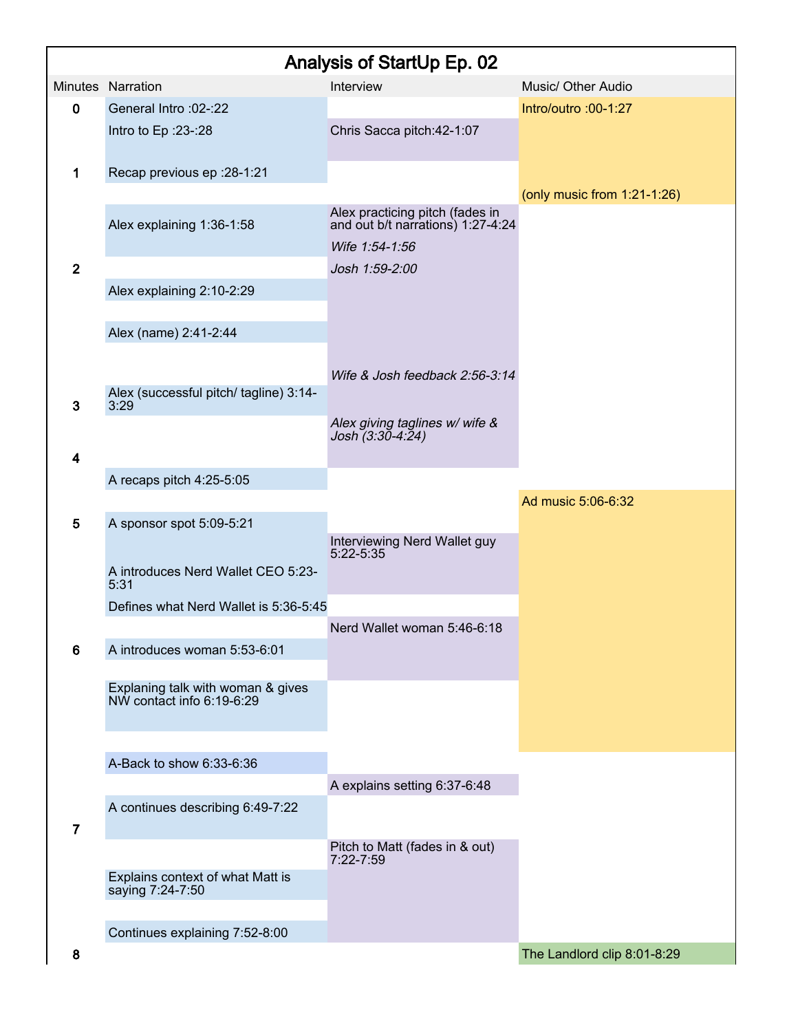# Analysis of StartUp Ep. 02

| Minutes | Narration | Interview | Music/ Other Audio |
|---|---|---|---|
| 0 | General Intro :02-:22 | | Intro/outro :00-1:27 |
| | Intro to Ep :23-:28 | Chris Sacca pitch:42-1:07 | |
| 1 | Recap previous ep :28-1:21 | | |
| | | | (only music from 1:21-1:26) |
| | Alex explaining 1:36-1:58 | Alex practicing pitch (fades in and out b/t narrations) 1:27-4:24 | |
| | | *Wife 1:54-1:56* | |
| 2 | | *Josh 1:59-2:00* | |
| | Alex explaining 2:10-2:29 | | |
| | Alex (name) 2:41-2:44 | | |
| | | *Wife & Josh feedback 2:56-3:14* | |
| 3 | Alex (successful pitch/ tagline) 3:14-3:29 | | |
| | | *Alex giving taglines w/ wife & Josh (3:30-4:24)* | |
| 4 | | | |
| | A recaps pitch 4:25-5:05 | | |
| | | | Ad music 5:06-6:32 |
| 5 | A sponsor spot 5:09-5:21 | | |
| | | Interviewing Nerd Wallet guy 5:22-5:35 | |
| | A introduces Nerd Wallet CEO 5:23-5:31 | | |
| | Defines what Nerd Wallet is 5:36-5:45 | | |
| | | Nerd Wallet woman 5:46-6:18 | |
| 6 | A introduces woman 5:53-6:01 | | |
| | Explaning talk with woman & gives NW contact info 6:19-6:29 | | |
| | A-Back to show 6:33-6:36 | | |
| | | A explains setting 6:37-6:48 | |
| 7 | A continues describing 6:49-7:22 | | |
| | | Pitch to Matt (fades in & out) 7:22-7:59 | |
| | Explains context of what Matt is saying 7:24-7:50 | | |
| | Continues explaining 7:52-8:00 | | |
| 8 | | | The Landlord clip 8:01-8:29 |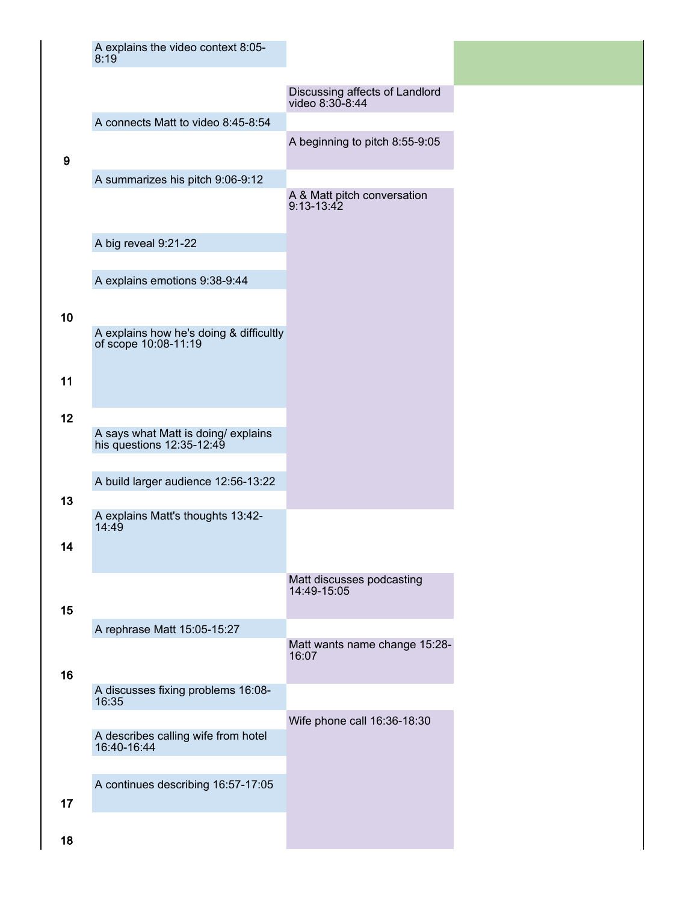| Minute | A | Conversation | |
|---|---|---|---|
| | A explains the video context 8:05-8:19 | | |
| | | Discussing affects of Landlord video 8:30-8:44 | |
| | A connects Matt to video 8:45-8:54 | | |
| | | A beginning to pitch 8:55-9:05 | |
| 9 | | | |
| | A summarizes his pitch 9:06-9:12 | | |
| | | A & Matt pitch conversation 9:13-13:42 | |
| | A big reveal 9:21-22 | | |
| | A explains emotions 9:38-9:44 | | |
| 10 | | | |
| | A explains how he's doing & difficultly of scope 10:08-11:19 | | |
| 11 | | | |
| 12 | | | |
| | A says what Matt is doing/ explains his questions 12:35-12:49 | | |
| | A build larger audience 12:56-13:22 | | |
| 13 | | | |
| | A explains Matt's thoughts 13:42-14:49 | | |
| 14 | | | |
| | | Matt discusses podcasting 14:49-15:05 | |
| 15 | | | |
| | A rephrase Matt 15:05-15:27 | | |
| | | Matt wants name change 15:28-16:07 | |
| 16 | | | |
| | A discusses fixing problems 16:08-16:35 | | |
| | | Wife phone call 16:36-18:30 | |
| | A describes calling wife from hotel 16:40-16:44 | | |
| | A continues describing 16:57-17:05 | | |
| 17 | | | |
| 18 | | | |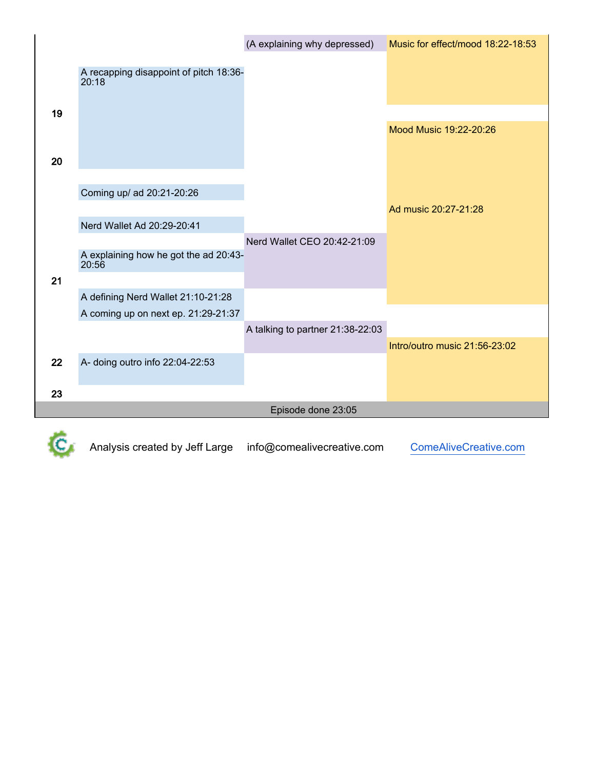| | | | |
|---|---|---|---|
| | | (A explaining why depressed) | Music for effect/mood 18:22-18:53 |
| | A recapping disappoint of pitch 18:36-20:18 | | |
| 19 | | | Mood Music 19:22-20:26 |
| 20 | | | |
| | Coming up/ ad 20:21-20:26 | | |
| | | | Ad music 20:27-21:28 |
| | Nerd Wallet Ad 20:29-20:41 | | |
| | | Nerd Wallet CEO 20:42-21:09 | |
| | A explaining how he got the ad 20:43-20:56 | | |
| 21 | | | |
| | A defining Nerd Wallet 21:10-21:28 | | |
| | A coming up on next ep. 21:29-21:37 | | |
| | | A talking to partner 21:38-22:03 | |
| | | | Intro/outro music 21:56-23:02 |
| 22 | A- doing outro info 22:04-22:53 | | |
| 23 | | | |
| | Episode done 23:05 | | |

Analysis created by Jeff Large    info@comealivecreative.com    ComeAliveCreative.com